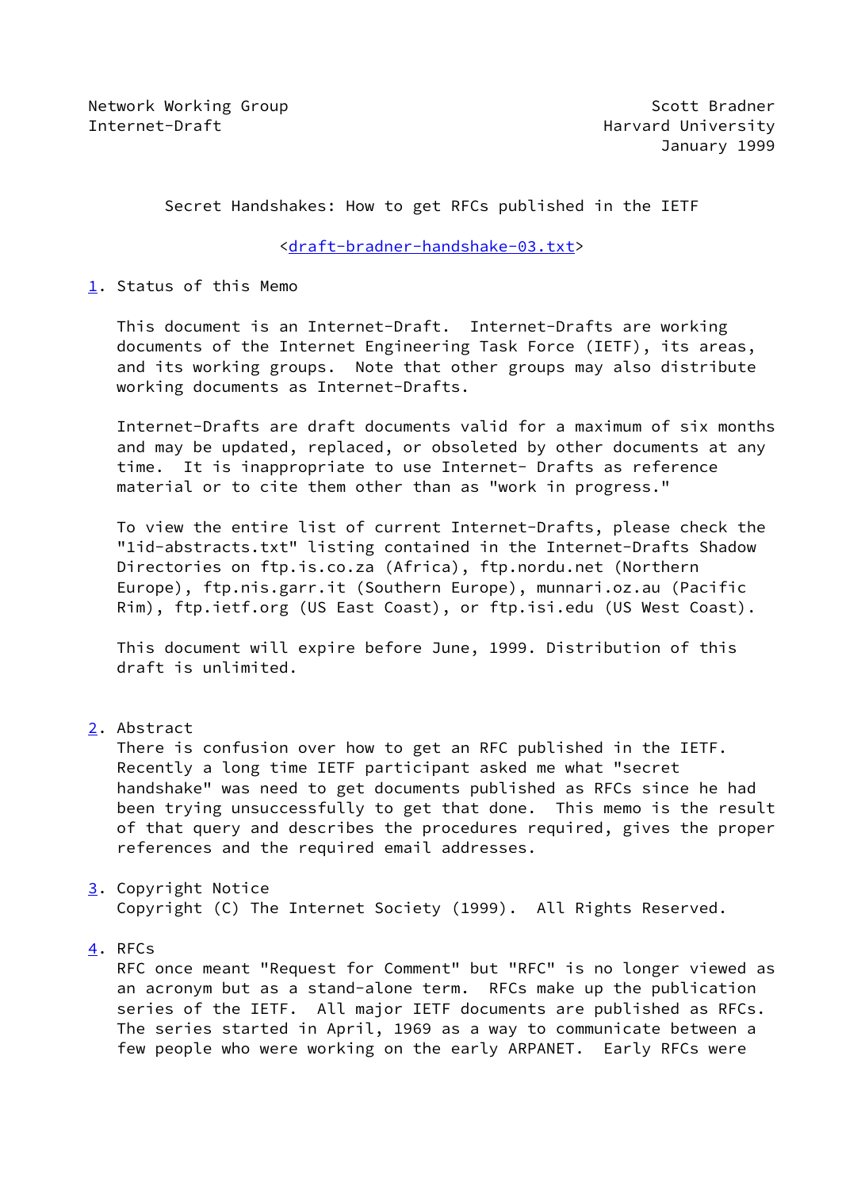Network Working Group                                          Scott Bradner
Internet-Draft                                            Harvard University
                                                                January 1999

# Secret Handshakes: How to get RFCs published in the IETF

<draft-bradner-handshake-03.txt>

## 1. Status of this Memo

This document is an Internet-Draft. Internet-Drafts are working documents of the Internet Engineering Task Force (IETF), its areas, and its working groups. Note that other groups may also distribute working documents as Internet-Drafts.

Internet-Drafts are draft documents valid for a maximum of six months and may be updated, replaced, or obsoleted by other documents at any time. It is inappropriate to use Internet- Drafts as reference material or to cite them other than as "work in progress."

To view the entire list of current Internet-Drafts, please check the "1id-abstracts.txt" listing contained in the Internet-Drafts Shadow Directories on ftp.is.co.za (Africa), ftp.nordu.net (Northern Europe), ftp.nis.garr.it (Southern Europe), munnari.oz.au (Pacific Rim), ftp.ietf.org (US East Coast), or ftp.isi.edu (US West Coast).

This document will expire before June, 1999. Distribution of this draft is unlimited.

## 2. Abstract

There is confusion over how to get an RFC published in the IETF. Recently a long time IETF participant asked me what "secret handshake" was need to get documents published as RFCs since he had been trying unsuccessfully to get that done. This memo is the result of that query and describes the procedures required, gives the proper references and the required email addresses.

## 3. Copyright Notice

Copyright (C) The Internet Society (1999). All Rights Reserved.

## 4. RFCs

RFC once meant "Request for Comment" but "RFC" is no longer viewed as an acronym but as a stand-alone term. RFCs make up the publication series of the IETF. All major IETF documents are published as RFCs. The series started in April, 1969 as a way to communicate between a few people who were working on the early ARPANET. Early RFCs were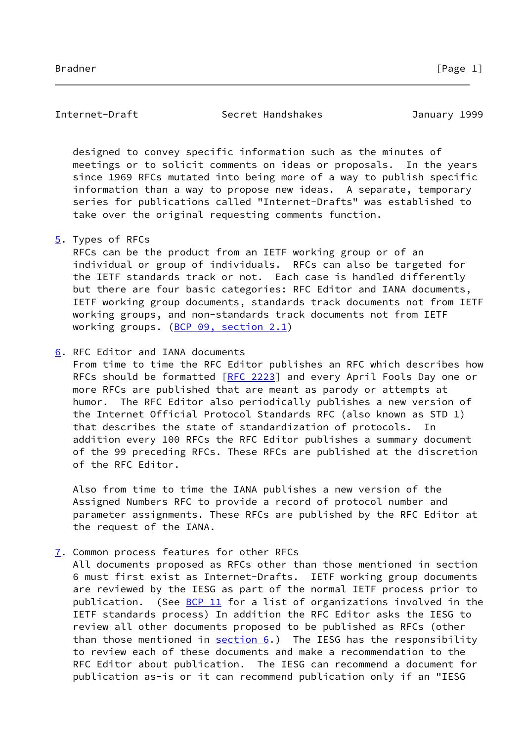designed to convey specific information such as the minutes of meetings or to solicit comments on ideas or proposals. In the years since 1969 RFCs mutated into being more of a way to publish specific information than a way to propose new ideas. A separate, temporary series for publications called "Internet-Drafts" was established to take over the original requesting comments function.

## 5. Types of RFCs

RFCs can be the product from an IETF working group or of an individual or group of individuals. RFCs can also be targeted for the IETF standards track or not. Each case is handled differently but there are four basic categories: RFC Editor and IANA documents, IETF working group documents, standards track documents not from IETF working groups, and non-standards track documents not from IETF working groups. (BCP 09, section 2.1)

## 6. RFC Editor and IANA documents

From time to time the RFC Editor publishes an RFC which describes how RFCs should be formatted [RFC 2223] and every April Fools Day one or more RFCs are published that are meant as parody or attempts at humor. The RFC Editor also periodically publishes a new version of the Internet Official Protocol Standards RFC (also known as STD 1) that describes the state of standardization of protocols. In addition every 100 RFCs the RFC Editor publishes a summary document of the 99 preceding RFCs. These RFCs are published at the discretion of the RFC Editor.

Also from time to time the IANA publishes a new version of the Assigned Numbers RFC to provide a record of protocol number and parameter assignments. These RFCs are published by the RFC Editor at the request of the IANA.

## 7. Common process features for other RFCs

All documents proposed as RFCs other than those mentioned in section 6 must first exist as Internet-Drafts. IETF working group documents are reviewed by the IESG as part of the normal IETF process prior to publication. (See BCP 11 for a list of organizations involved in the IETF standards process) In addition the RFC Editor asks the IESG to review all other documents proposed to be published as RFCs (other than those mentioned in section 6.) The IESG has the responsibility to review each of these documents and make a recommendation to the RFC Editor about publication. The IESG can recommend a document for publication as-is or it can recommend publication only if an "IESG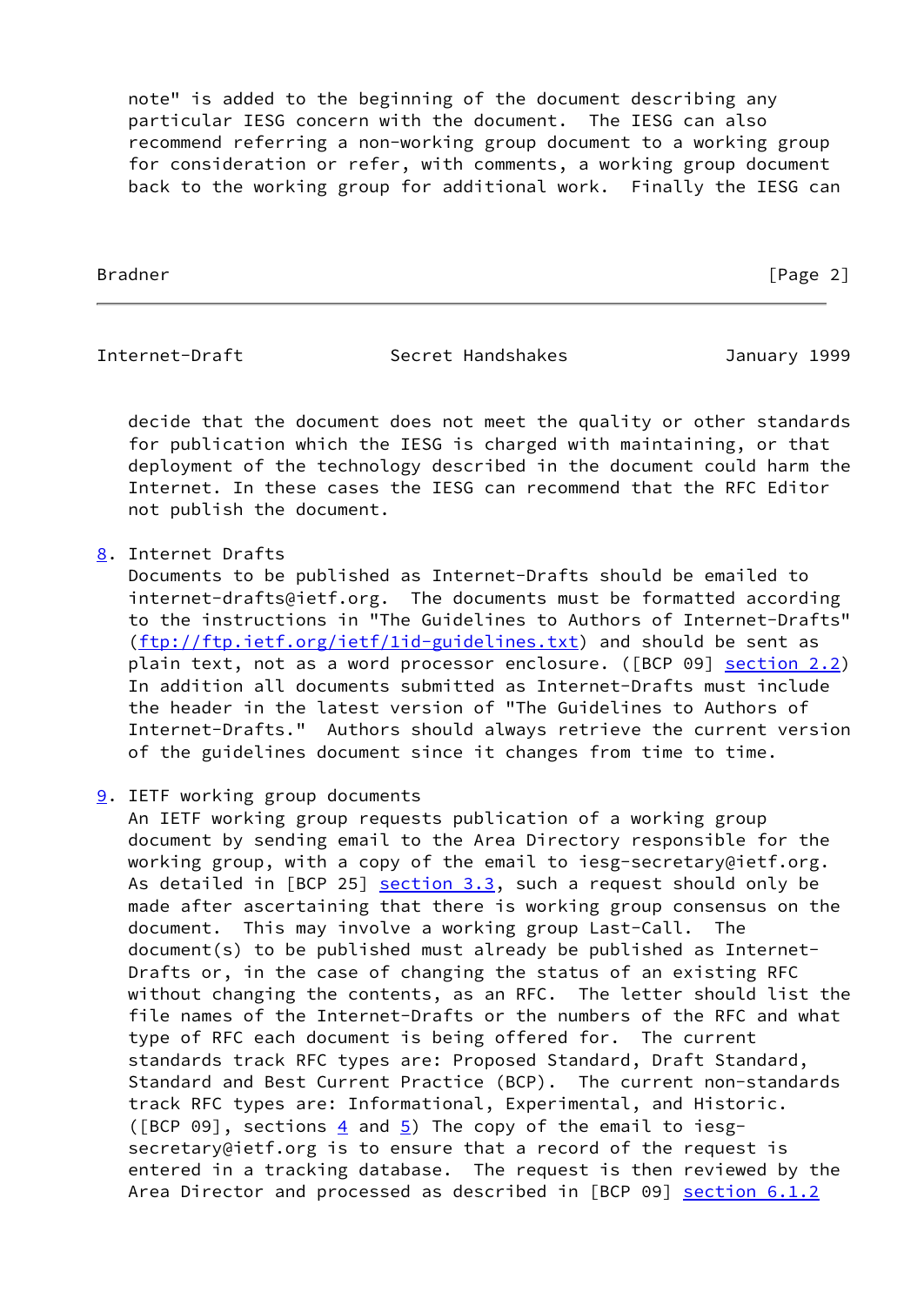note" is added to the beginning of the document describing any particular IESG concern with the document. The IESG can also recommend referring a non-working group document to a working group for consideration or refer, with comments, a working group document back to the working group for additional work. Finally the IESG can decide that the document does not meet the quality or other standards for publication which the IESG is charged with maintaining, or that deployment of the technology described in the document could harm the Internet. In these cases the IESG can recommend that the RFC Editor not publish the document.

## 8. Internet Drafts

Documents to be published as Internet-Drafts should be emailed to internet-drafts@ietf.org. The documents must be formatted according to the instructions in "The Guidelines to Authors of Internet-Drafts" (ftp://ftp.ietf.org/ietf/1id-guidelines.txt) and should be sent as plain text, not as a word processor enclosure. ([BCP 09] section 2.2) In addition all documents submitted as Internet-Drafts must include the header in the latest version of "The Guidelines to Authors of Internet-Drafts." Authors should always retrieve the current version of the guidelines document since it changes from time to time.

## 9. IETF working group documents

An IETF working group requests publication of a working group document by sending email to the Area Directory responsible for the working group, with a copy of the email to iesg-secretary@ietf.org. As detailed in [BCP 25] section 3.3, such a request should only be made after ascertaining that there is working group consensus on the document. This may involve a working group Last-Call. The document(s) to be published must already be published as Internet-Drafts or, in the case of changing the status of an existing RFC without changing the contents, as an RFC. The letter should list the file names of the Internet-Drafts or the numbers of the RFC and what type of RFC each document is being offered for. The current standards track RFC types are: Proposed Standard, Draft Standard, Standard and Best Current Practice (BCP). The current non-standards track RFC types are: Informational, Experimental, and Historic. ([BCP 09], sections 4 and 5) The copy of the email to iesg-secretary@ietf.org is to ensure that a record of the request is entered in a tracking database. The request is then reviewed by the Area Director and processed as described in [BCP 09] section 6.1.2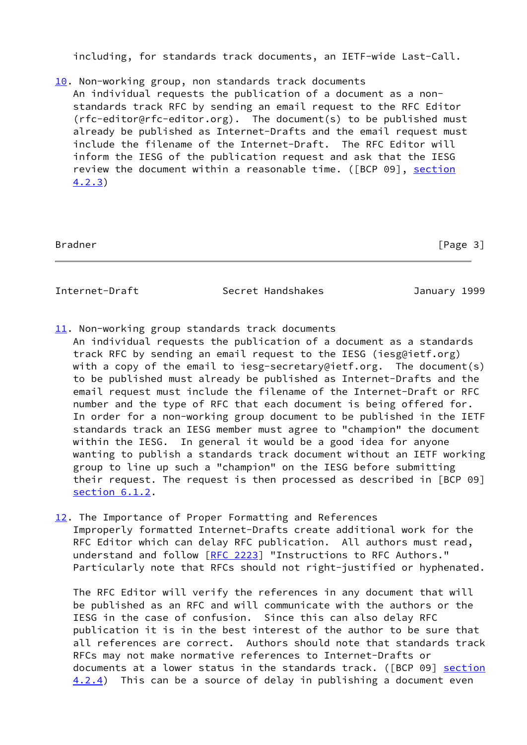including, for standards track documents, an IETF-wide Last-Call.

## 10. Non-working group, non standards track documents

An individual requests the publication of a document as a non-standards track RFC by sending an email request to the RFC Editor (rfc-editor@rfc-editor.org). The document(s) to be published must already be published as Internet-Drafts and the email request must include the filename of the Internet-Draft. The RFC Editor will inform the IESG of the publication request and ask that the IESG review the document within a reasonable time. ([BCP 09], section 4.2.3)

## 11. Non-working group standards track documents

An individual requests the publication of a document as a standards track RFC by sending an email request to the IESG (iesg@ietf.org) with a copy of the email to iesg-secretary@ietf.org. The document(s) to be published must already be published as Internet-Drafts and the email request must include the filename of the Internet-Draft or RFC number and the type of RFC that each document is being offered for. In order for a non-working group document to be published in the IETF standards track an IESG member must agree to "champion" the document within the IESG. In general it would be a good idea for anyone wanting to publish a standards track document without an IETF working group to line up such a "champion" on the IESG before submitting their request. The request is then processed as described in [BCP 09] section 6.1.2.

## 12. The Importance of Proper Formatting and References

Improperly formatted Internet-Drafts create additional work for the RFC Editor which can delay RFC publication. All authors must read, understand and follow [RFC 2223] "Instructions to RFC Authors." Particularly note that RFCs should not right-justified or hyphenated.

The RFC Editor will verify the references in any document that will be published as an RFC and will communicate with the authors or the IESG in the case of confusion. Since this can also delay RFC publication it is in the best interest of the author to be sure that all references are correct. Authors should note that standards track RFCs may not make normative references to Internet-Drafts or documents at a lower status in the standards track. ([BCP 09] section 4.2.4) This can be a source of delay in publishing a document even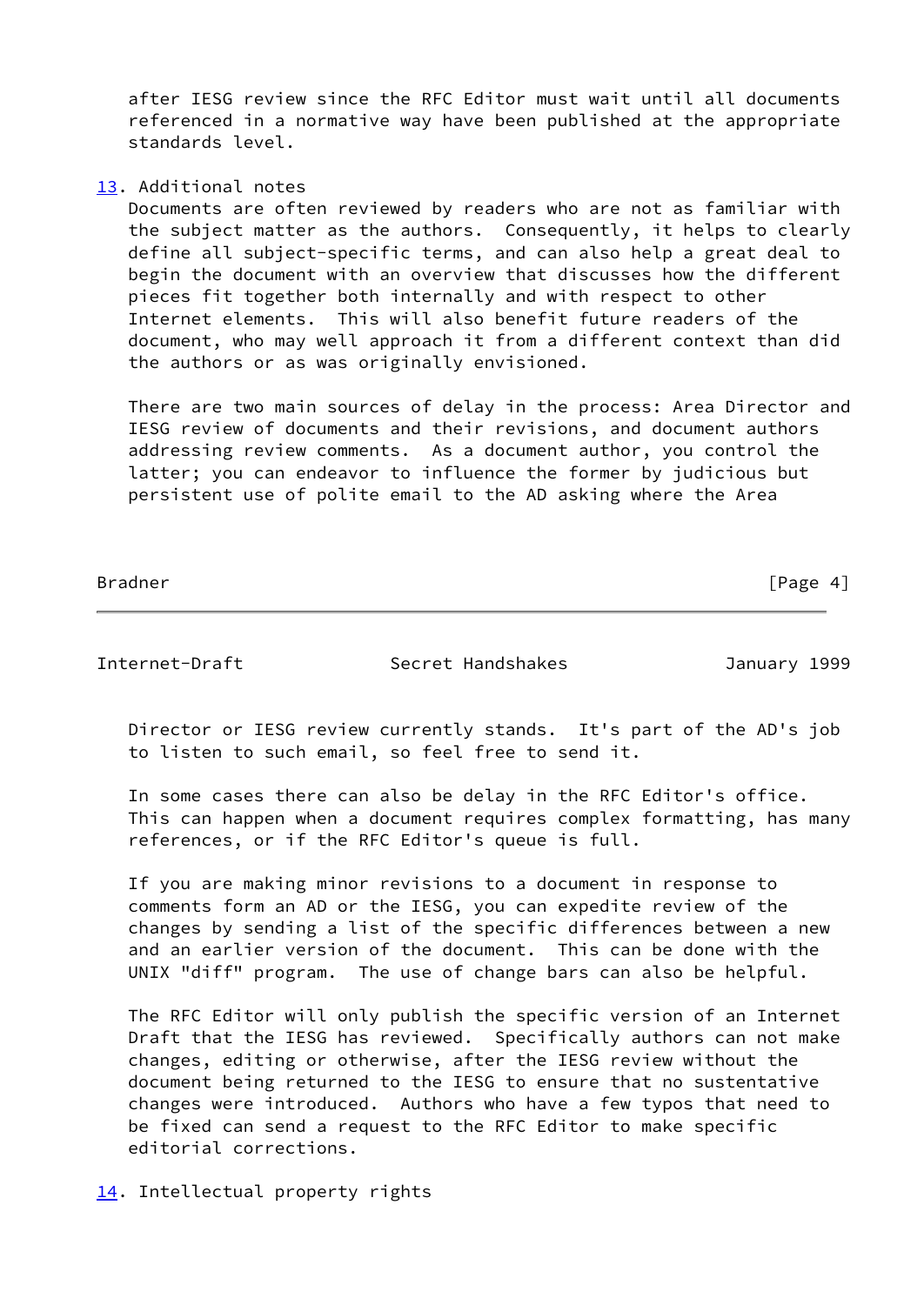after IESG review since the RFC Editor must wait until all documents referenced in a normative way have been published at the appropriate standards level.

## 13. Additional notes

Documents are often reviewed by readers who are not as familiar with the subject matter as the authors. Consequently, it helps to clearly define all subject-specific terms, and can also help a great deal to begin the document with an overview that discusses how the different pieces fit together both internally and with respect to other Internet elements. This will also benefit future readers of the document, who may well approach it from a different context than did the authors or as was originally envisioned.

There are two main sources of delay in the process: Area Director and IESG review of documents and their revisions, and document authors addressing review comments. As a document author, you control the latter; you can endeavor to influence the former by judicious but persistent use of polite email to the AD asking where the Area Director or IESG review currently stands. It's part of the AD's job to listen to such email, so feel free to send it.

In some cases there can also be delay in the RFC Editor's office. This can happen when a document requires complex formatting, has many references, or if the RFC Editor's queue is full.

If you are making minor revisions to a document in response to comments form an AD or the IESG, you can expedite review of the changes by sending a list of the specific differences between a new and an earlier version of the document. This can be done with the UNIX "diff" program. The use of change bars can also be helpful.

The RFC Editor will only publish the specific version of an Internet Draft that the IESG has reviewed. Specifically authors can not make changes, editing or otherwise, after the IESG review without the document being returned to the IESG to ensure that no sustentative changes were introduced. Authors who have a few typos that need to be fixed can send a request to the RFC Editor to make specific editorial corrections.

## 14. Intellectual property rights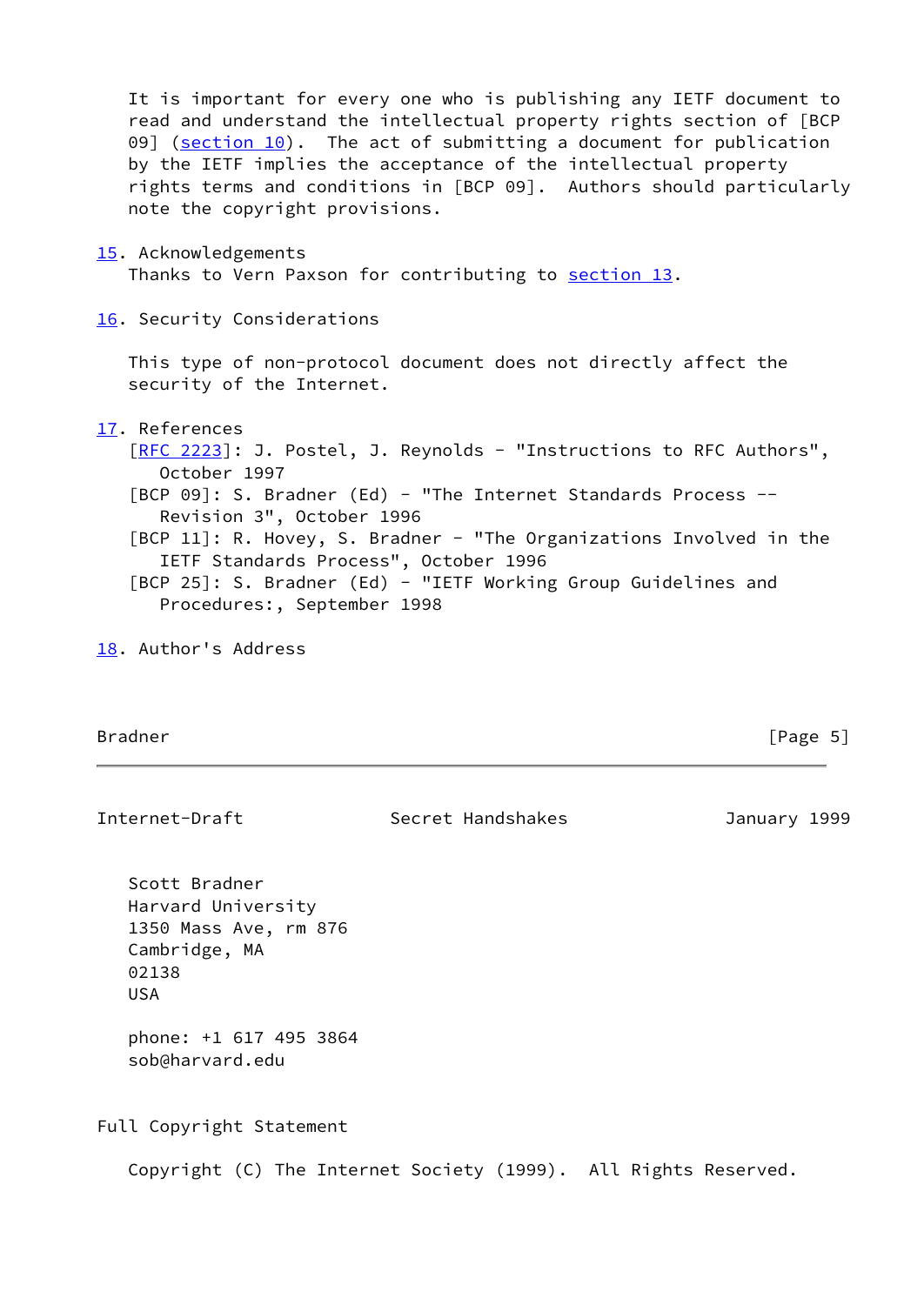It is important for every one who is publishing any IETF document to read and understand the intellectual property rights section of [BCP 09] (section 10). The act of submitting a document for publication by the IETF implies the acceptance of the intellectual property rights terms and conditions in [BCP 09]. Authors should particularly note the copyright provisions.

## 15. Acknowledgements

Thanks to Vern Paxson for contributing to section 13.

## 16. Security Considerations

This type of non-protocol document does not directly affect the security of the Internet.

## 17. References

[RFC 2223]: J. Postel, J. Reynolds - "Instructions to RFC Authors", October 1997

[BCP 09]: S. Bradner (Ed) - "The Internet Standards Process -- Revision 3", October 1996

[BCP 11]: R. Hovey, S. Bradner - "The Organizations Involved in the IETF Standards Process", October 1996

[BCP 25]: S. Bradner (Ed) - "IETF Working Group Guidelines and Procedures:, September 1998

## 18. Author's Address

Scott Bradner
Harvard University
1350 Mass Ave, rm 876
Cambridge, MA
02138
USA

phone: +1 617 495 3864
sob@harvard.edu

## Full Copyright Statement

Copyright (C) The Internet Society (1999). All Rights Reserved.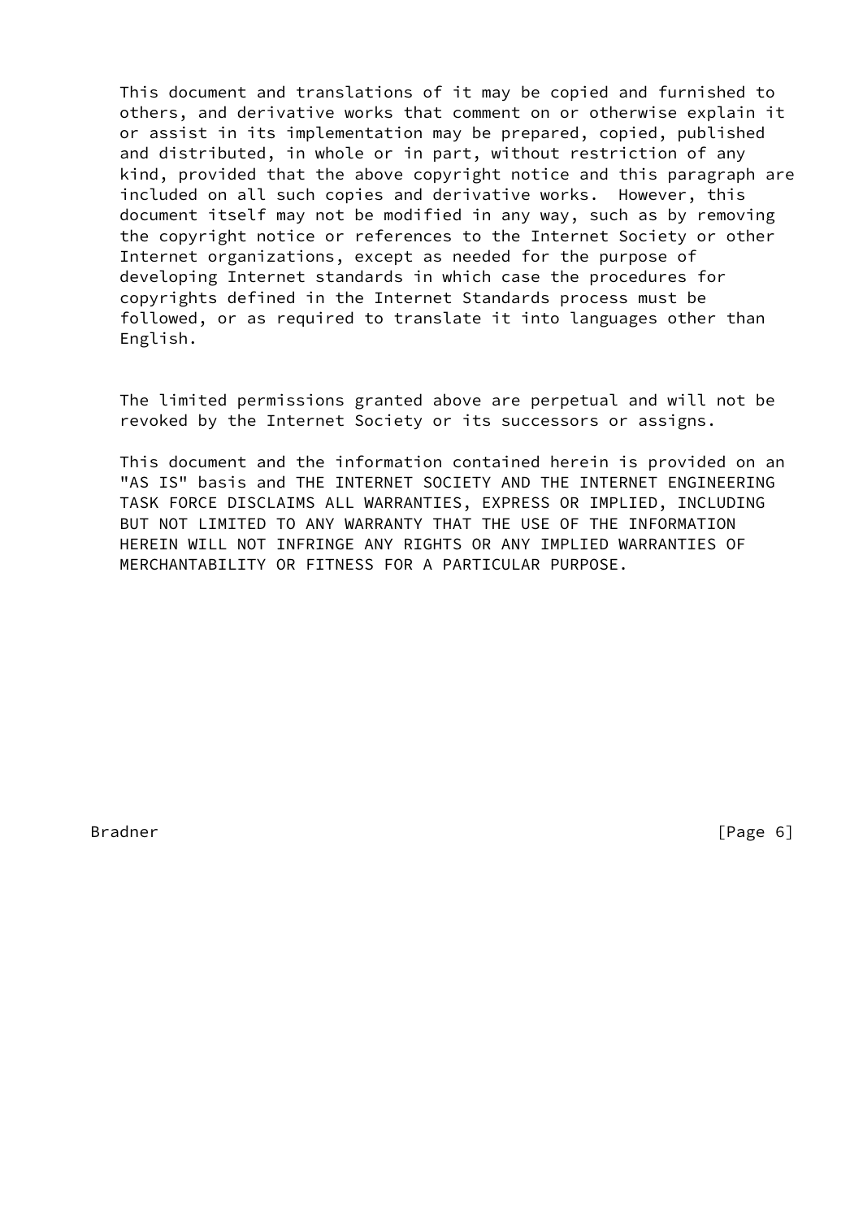This document and translations of it may be copied and furnished to others, and derivative works that comment on or otherwise explain it or assist in its implementation may be prepared, copied, published and distributed, in whole or in part, without restriction of any kind, provided that the above copyright notice and this paragraph are included on all such copies and derivative works. However, this document itself may not be modified in any way, such as by removing the copyright notice or references to the Internet Society or other Internet organizations, except as needed for the purpose of developing Internet standards in which case the procedures for copyrights defined in the Internet Standards process must be followed, or as required to translate it into languages other than English.

The limited permissions granted above are perpetual and will not be revoked by the Internet Society or its successors or assigns.

This document and the information contained herein is provided on an "AS IS" basis and THE INTERNET SOCIETY AND THE INTERNET ENGINEERING TASK FORCE DISCLAIMS ALL WARRANTIES, EXPRESS OR IMPLIED, INCLUDING BUT NOT LIMITED TO ANY WARRANTY THAT THE USE OF THE INFORMATION HEREIN WILL NOT INFRINGE ANY RIGHTS OR ANY IMPLIED WARRANTIES OF MERCHANTABILITY OR FITNESS FOR A PARTICULAR PURPOSE.